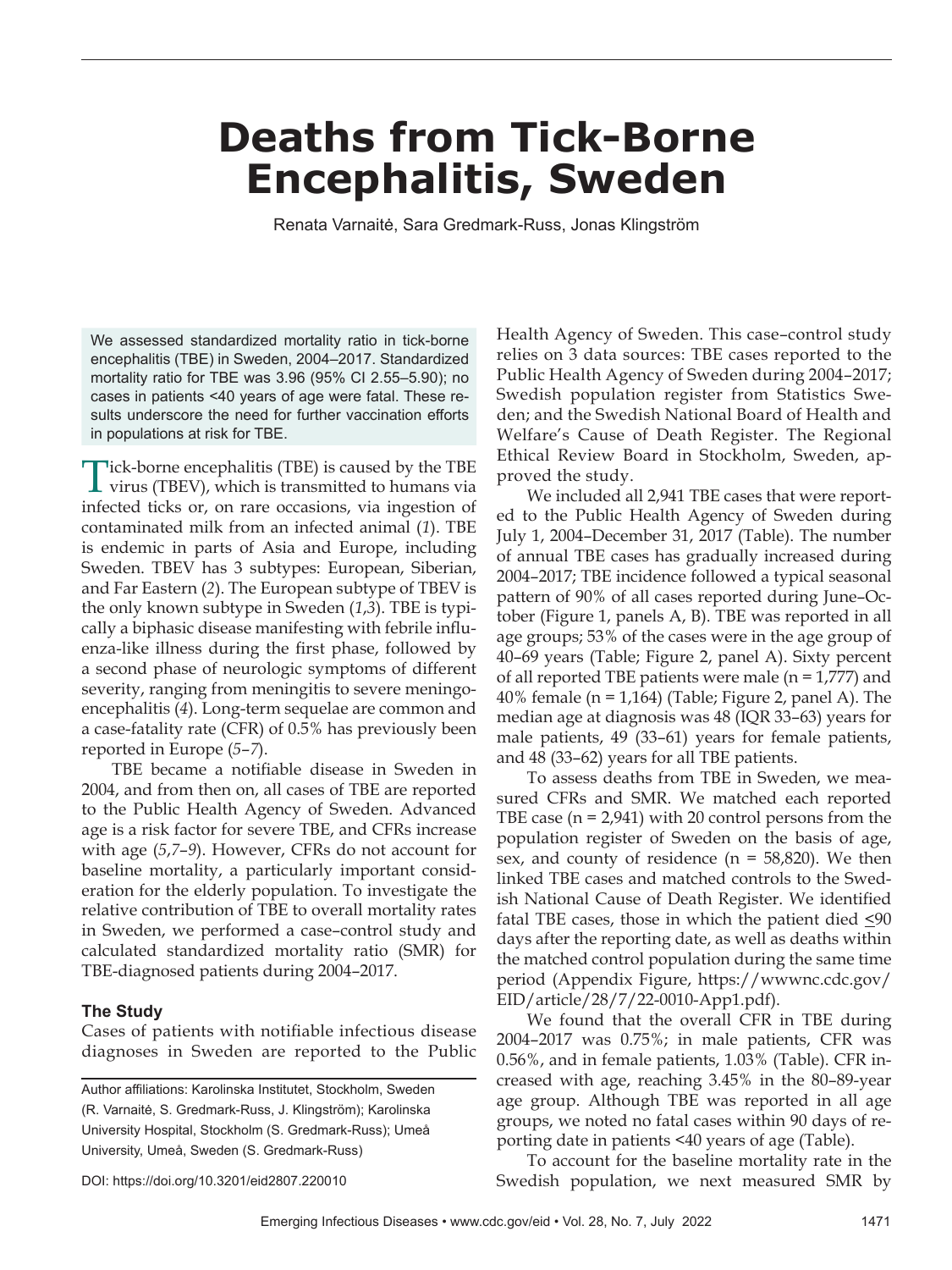# Deaths from Tick-Borne Encephalitis, Sweden

Renata Varnaitė, Sara Gredmark-Russ, Jonas Klingström

We assessed standardized mortality ratio in tick-borne encephalitis (TBE) in Sweden, 2004–2017. Standardized mortality ratio for TBE was 3.96 (95% CI 2.55–5.90); no cases in patients <40 years of age were fatal. These results underscore the need for further vaccination efforts in populations at risk for TBE.

Tick-borne encephalitis (TBE) is caused by the TBE virus (TBEV), which is transmitted to humans via infected ticks or, on rare occasions, via ingestion of contaminated milk from an infected animal (*1*). TBE is endemic in parts of Asia and Europe, including Sweden. TBEV has 3 subtypes: European, Siberian, and Far Eastern (*2*). The European subtype of TBEV is the only known subtype in Sweden (*1*,*3*). TBE is typically a biphasic disease manifesting with febrile influenza-like illness during the first phase, followed by a second phase of neurologic symptoms of different severity, ranging from meningitis to severe meningoencephalitis (*4*). Long-term sequelae are common and a case-fatality rate (CFR) of 0.5% has previously been reported in Europe (*5*–*7*).

TBE became a notifiable disease in Sweden in 2004, and from then on, all cases of TBE are reported to the Public Health Agency of Sweden. Advanced age is a risk factor for severe TBE, and CFRs increase with age (*5*,*7*–*9*). However, CFRs do not account for baseline mortality, a particularly important consideration for the elderly population. To investigate the relative contribution of TBE to overall mortality rates in Sweden, we performed a case–control study and calculated standardized mortality ratio (SMR) for TBE-diagnosed patients during 2004–2017.

## The Study

Cases of patients with notifiable infectious disease diagnoses in Sweden are reported to the Public Health Agency of Sweden. This case–control study relies on 3 data sources: TBE cases reported to the Public Health Agency of Sweden during 2004–2017; Swedish population register from Statistics Sweden; and the Swedish National Board of Health and Welfare's Cause of Death Register. The Regional Ethical Review Board in Stockholm, Sweden, approved the study.

We included all 2,941 TBE cases that were reported to the Public Health Agency of Sweden during July 1, 2004–December 31, 2017 (Table). The number of annual TBE cases has gradually increased during 2004–2017; TBE incidence followed a typical seasonal pattern of 90% of all cases reported during June–October (Figure 1, panels A, B). TBE was reported in all age groups; 53% of the cases were in the age group of 40–69 years (Table; Figure 2, panel A). Sixty percent of all reported TBE patients were male (n = 1,777) and 40% female (n = 1,164) (Table; Figure 2, panel A). The median age at diagnosis was 48 (IQR 33–63) years for male patients, 49 (33–61) years for female patients, and 48 (33–62) years for all TBE patients.

To assess deaths from TBE in Sweden, we measured CFRs and SMR. We matched each reported TBE case (n = 2,941) with 20 control persons from the population register of Sweden on the basis of age, sex, and county of residence (n = 58,820). We then linked TBE cases and matched controls to the Swedish National Cause of Death Register. We identified fatal TBE cases, those in which the patient died ≤90 days after the reporting date, as well as deaths within the matched control population during the same time period (Appendix Figure, https://wwwnc.cdc.gov/EID/article/28/7/22-0010-App1.pdf).

We found that the overall CFR in TBE during 2004–2017 was 0.75%; in male patients, CFR was 0.56%, and in female patients, 1.03% (Table). CFR increased with age, reaching 3.45% in the 80–89-year age group. Although TBE was reported in all age groups, we noted no fatal cases within 90 days of reporting date in patients <40 years of age (Table).

To account for the baseline mortality rate in the Swedish population, we next measured SMR by

Author affiliations: Karolinska Institutet, Stockholm, Sweden (R. Varnaitė, S. Gredmark-Russ, J. Klingström); Karolinska University Hospital, Stockholm (S. Gredmark-Russ); Umeå University, Umeå, Sweden (S. Gredmark-Russ)

DOI: https://doi.org/10.3201/eid2807.220010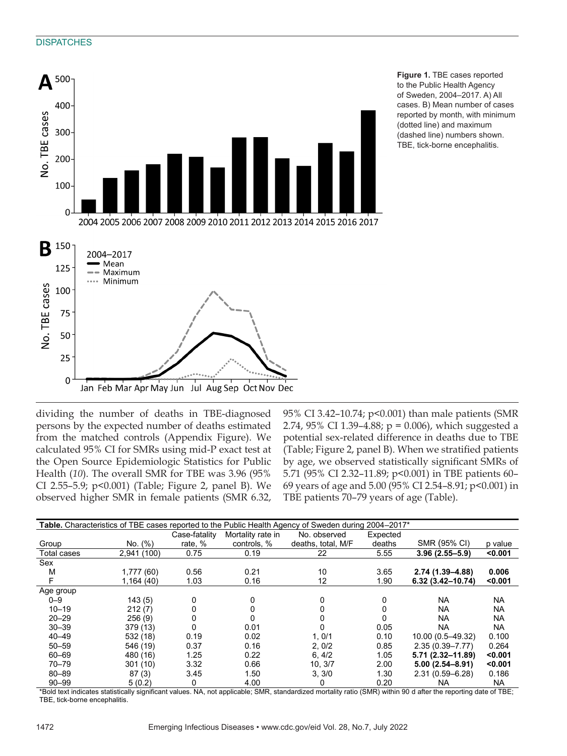**Figure 1.** TBE cases reported to the Public Health Agency of Sweden, 2004–2017. A) All cases. B) Mean number of cases reported by month, with minimum (dotted line) and maximum (dashed line) numbers shown. TBE, tick-borne encephalitis.

dividing the number of deaths in TBE-diagnosed persons by the expected number of deaths estimated from the matched controls (Appendix Figure). We calculated 95% CI for SMRs using mid-P exact test at the Open Source Epidemiologic Statistics for Public Health (*10*). The overall SMR for TBE was 3.96 (95% CI 2.55–5.9; p<0.001) (Table; Figure 2, panel B). We observed higher SMR in female patients (SMR 6.32, 95% CI 3.42–10.74; p<0.001) than male patients (SMR 2.74, 95% CI 1.39–4.88; p = 0.006), which suggested a potential sex-related difference in deaths due to TBE (Table; Figure 2, panel B). When we stratified patients by age, we observed statistically significant SMRs of 5.71 (95% CI 2.32–11.89; p<0.001) in TBE patients 60–69 years of age and 5.00 (95% CI 2.54–8.91; p<0.001) in TBE patients 70–79 years of age (Table).

**Table.** Characteristics of TBE cases reported to the Public Health Agency of Sweden during 2004–2017*

| Group | No. (%) | Case-fatality rate, % | Mortality rate in controls, % | No. observed deaths, total, M/F | Expected deaths | SMR (95% CI) | p value |
|---|---|---|---|---|---|---|---|
| Total cases | 2,941 (100) | 0.75 | 0.19 | 22 | 5.55 | **3.96 (2.55–5.9)** | **<0.001** |
| Sex | | | | | | | |
| M | 1,777 (60) | 0.56 | 0.21 | 10 | 3.65 | **2.74 (1.39–4.88)** | **0.006** |
| F | 1,164 (40) | 1.03 | 0.16 | 12 | 1.90 | **6.32 (3.42–10.74)** | **<0.001** |
| Age group | | | | | | | |
| 0–9 | 143 (5) | 0 | 0 | 0 | 0 | NA | NA |
| 10–19 | 212 (7) | 0 | 0 | 0 | 0 | NA | NA |
| 20–29 | 256 (9) | 0 | 0 | 0 | 0 | NA | NA |
| 30–39 | 379 (13) | 0 | 0.01 | 0 | 0.05 | NA | NA |
| 40–49 | 532 (18) | 0.19 | 0.02 | 1, 0/1 | 0.10 | 10.00 (0.5–49.32) | 0.100 |
| 50–59 | 546 (19) | 0.37 | 0.16 | 2, 0/2 | 0.85 | 2.35 (0.39–7.77) | 0.264 |
| 60–69 | 480 (16) | 1.25 | 0.22 | 6, 4/2 | 1.05 | **5.71 (2.32–11.89)** | **<0.001** |
| 70–79 | 301 (10) | 3.32 | 0.66 | 10, 3/7 | 2.00 | **5.00 (2.54–8.91)** | **<0.001** |
| 80–89 | 87 (3) | 3.45 | 1.50 | 3, 3/0 | 1.30 | 2.31 (0.59–6.28) | 0.186 |
| 90–99 | 5 (0.2) | 0 | 4.00 | 0 | 0.20 | NA | NA |

*Bold text indicates statistically significant values. NA, not applicable; SMR, standardized mortality ratio (SMR) within 90 d after the reporting date of TBE; TBE, tick-borne encephalitis.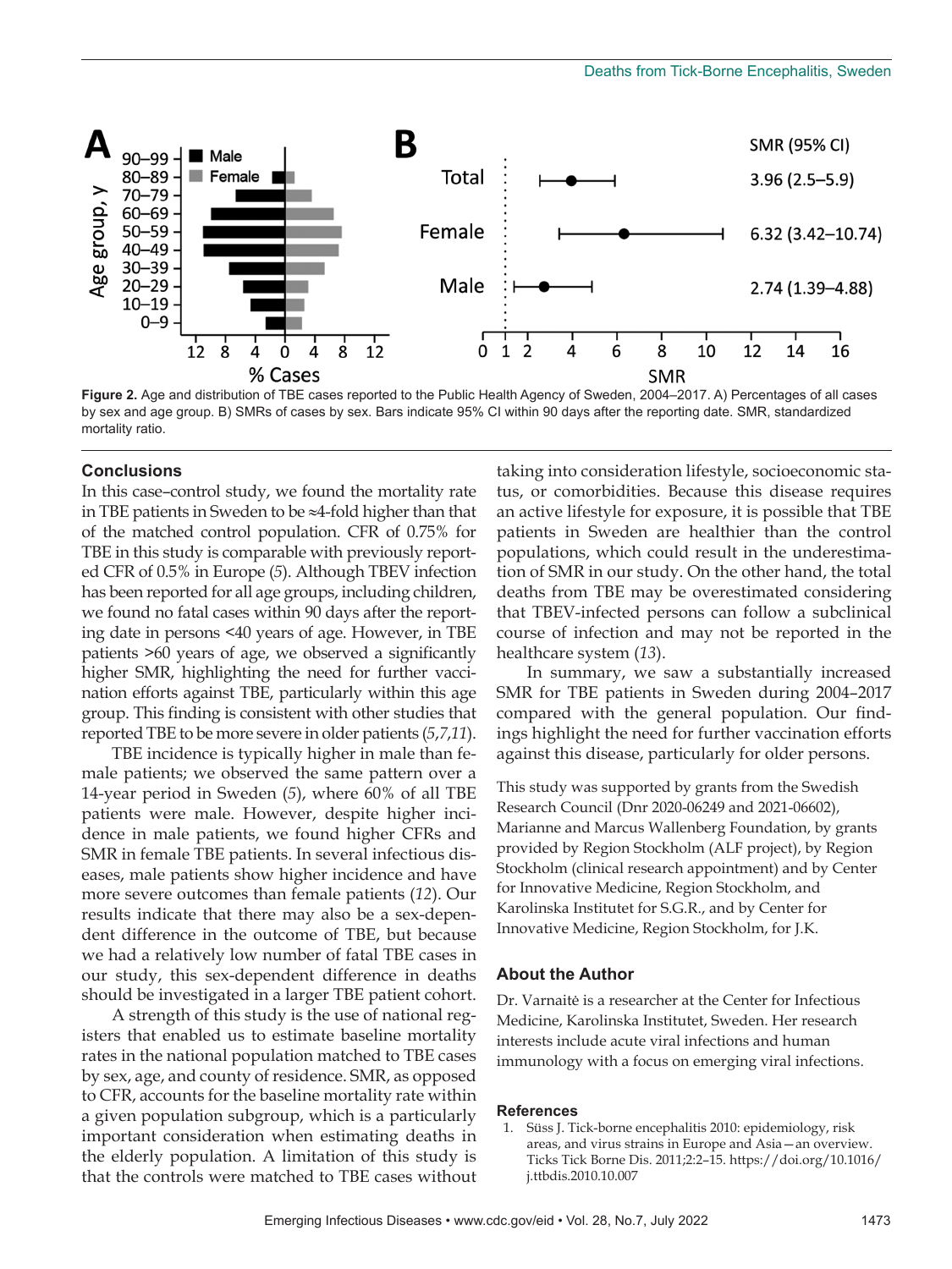Figure 2. Age and distribution of TBE cases reported to the Public Health Agency of Sweden, 2004–2017. A) Percentages of all cases by sex and age group. B) SMRs of cases by sex. Bars indicate 95% CI within 90 days after the reporting date. SMR, standardized mortality ratio.

## Conclusions

In this case–control study, we found the mortality rate in TBE patients in Sweden to be ≈4-fold higher than that of the matched control population. CFR of 0.75% for TBE in this study is comparable with previously reported CFR of 0.5% in Europe (*5*). Although TBEV infection has been reported for all age groups, including children, we found no fatal cases within 90 days after the reporting date in persons <40 years of age. However, in TBE patients >60 years of age, we observed a significantly higher SMR, highlighting the need for further vaccination efforts against TBE, particularly within this age group. This finding is consistent with other studies that reported TBE to be more severe in older patients (*5*,*7*,*11*).

TBE incidence is typically higher in male than female patients; we observed the same pattern over a 14-year period in Sweden (*5*), where 60% of all TBE patients were male. However, despite higher incidence in male patients, we found higher CFRs and SMR in female TBE patients. In several infectious diseases, male patients show higher incidence and have more severe outcomes than female patients (*12*). Our results indicate that there may also be a sex-dependent difference in the outcome of TBE, but because we had a relatively low number of fatal TBE cases in our study, this sex-dependent difference in deaths should be investigated in a larger TBE patient cohort.

A strength of this study is the use of national registers that enabled us to estimate baseline mortality rates in the national population matched to TBE cases by sex, age, and county of residence. SMR, as opposed to CFR, accounts for the baseline mortality rate within a given population subgroup, which is a particularly important consideration when estimating deaths in the elderly population. A limitation of this study is that the controls were matched to TBE cases without taking into consideration lifestyle, socioeconomic status, or comorbidities. Because this disease requires an active lifestyle for exposure, it is possible that TBE patients in Sweden are healthier than the control populations, which could result in the underestimation of SMR in our study. On the other hand, the total deaths from TBE may be overestimated considering that TBEV-infected persons can follow a subclinical course of infection and may not be reported in the healthcare system (*13*).

In summary, we saw a substantially increased SMR for TBE patients in Sweden during 2004–2017 compared with the general population. Our findings highlight the need for further vaccination efforts against this disease, particularly for older persons.

This study was supported by grants from the Swedish Research Council (Dnr 2020-06249 and 2021-06602), Marianne and Marcus Wallenberg Foundation, by grants provided by Region Stockholm (ALF project), by Region Stockholm (clinical research appointment) and by Center for Innovative Medicine, Region Stockholm, and Karolinska Institutet for S.G.R., and by Center for Innovative Medicine, Region Stockholm, for J.K.

## About the Author

Dr. Varnaitė is a researcher at the Center for Infectious Medicine, Karolinska Institutet, Sweden. Her research interests include acute viral infections and human immunology with a focus on emerging viral infections.

## References

1. Süss J. Tick-borne encephalitis 2010: epidemiology, risk areas, and virus strains in Europe and Asia—an overview. Ticks Tick Borne Dis. 2011;2:2–15. https://doi.org/10.1016/j.ttbdis.2010.10.007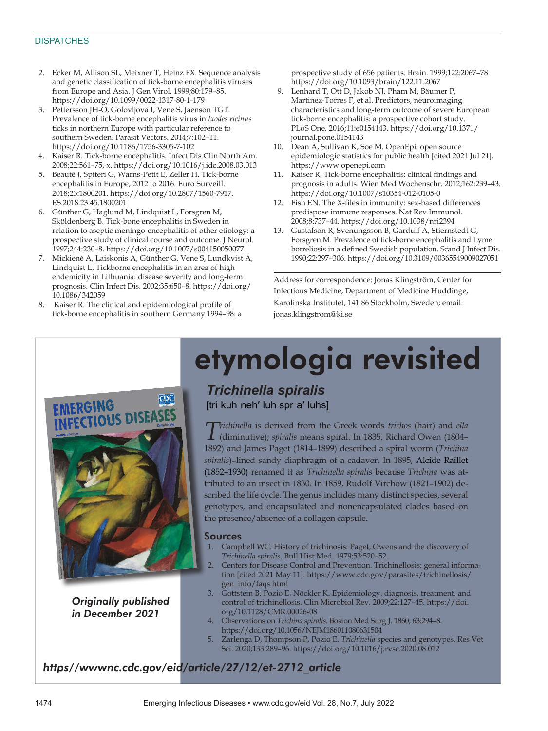2. Ecker M, Allison SL, Meixner T, Heinz FX. Sequence analysis and genetic classification of tick-borne encephalitis viruses from Europe and Asia. J Gen Virol. 1999;80:179–85. https://doi.org/10.1099/0022-1317-80-1-179
3. Pettersson JH-O, Golovljova I, Vene S, Jaenson TGT. Prevalence of tick-borne encephalitis virus in *Ixodes ricinus* ticks in northern Europe with particular reference to southern Sweden. Parasit Vectors. 2014;7:102–11. https://doi.org/10.1186/1756-3305-7-102
4. Kaiser R. Tick-borne encephalitis. Infect Dis Clin North Am. 2008;22:561–75, x. https://doi.org/10.1016/j.idc.2008.03.013
5. Beauté J, Spiteri G, Warns-Petit E, Zeller H. Tick-borne encephalitis in Europe, 2012 to 2016. Euro Surveill. 2018;23:1800201. https://doi.org/10.2807/1560-7917.ES.2018.23.45.1800201
6. Günther G, Haglund M, Lindquist L, Forsgren M, Sköldenberg B. Tick-bone encephalitis in Sweden in relation to aseptic meningo-encephalitis of other etiology: a prospective study of clinical course and outcome. J Neurol. 1997;244:230–8. https://doi.org/10.1007/s004150050077
7. Mickienė A, Laiskonis A, Günther G, Vene S, Lundkvist A, Lindquist L. Tickborne encephalitis in an area of high endemicity in Lithuania: disease severity and long-term prognosis. Clin Infect Dis. 2002;35:650–8. https://doi.org/10.1086/342059
8. Kaiser R. The clinical and epidemiological profile of tick-borne encephalitis in southern Germany 1994–98: a prospective study of 656 patients. Brain. 1999;122:2067–78. https://doi.org/10.1093/brain/122.11.2067
9. Lenhard T, Ott D, Jakob NJ, Pham M, Bäumer P, Martinez-Torres F, et al. Predictors, neuroimaging characteristics and long-term outcome of severe European tick-borne encephalitis: a prospective cohort study. PLoS One. 2016;11:e0154143. https://doi.org/10.1371/journal.pone.0154143
10. Dean A, Sullivan K, Soe M. OpenEpi: open source epidemiologic statistics for public health [cited 2021 Jul 21]. https://www.openepi.com
11. Kaiser R. Tick-borne encephalitis: clinical findings and prognosis in adults. Wien Med Wochenschr. 2012;162:239–43. https://doi.org/10.1007/s10354-012-0105-0
12. Fish EN. The X-files in immunity: sex-based differences predispose immune responses. Nat Rev Immunol. 2008;8:737–44. https://doi.org/10.1038/nri2394
13. Gustafson R, Svenungsson B, Gardulf A, Stiernstedt G, Forsgren M. Prevalence of tick-borne encephalitis and Lyme borreliosis in a defined Swedish population. Scand J Infect Dis. 1990;22:297–306. https://doi.org/10.3109/00365549009027051

Address for correspondence: Jonas Klingström, Center for Infectious Medicine, Department of Medicine Huddinge, Karolinska Institutet, 141 86 Stockholm, Sweden; email: jonas.klingstrom@ki.se

# etymologia revisited

## *Trichinella spiralis*

[tri kuh neh′ luh spr a′ luhs]

*Trichinella* is derived from the Greek words *trichos* (hair) and *ella* (diminutive); *spiralis* means spiral. In 1835, Richard Owen (1804–1892) and James Paget (1814–1899) described a spiral worm (*Trichina spiralis*)–lined sandy diaphragm of a cadaver. In 1895, Alcide Raillet (1852–1930) renamed it as *Trichinella spiralis* because *Trichina* was attributed to an insect in 1830. In 1859, Rudolf Virchow (1821–1902) described the life cycle. The genus includes many distinct species, several genotypes, and encapsulated and nonencapsulated clades based on the presence/absence of a collagen capsule.

### Sources

1. Campbell WC. History of trichinosis: Paget, Owens and the discovery of *Trichinella spiralis*. Bull Hist Med. 1979;53:520–52.
2. Centers for Disease Control and Prevention. Trichinellosis: general information [cited 2021 May 11]. https://www.cdc.gov/parasites/trichinellosis/gen_info/faqs.html
3. Gottstein B, Pozio E, Nöckler K. Epidemiology, diagnosis, treatment, and control of trichinellosis. Clin Microbiol Rev. 2009;22:127–45. https://doi.org/10.1128/CMR.00026-08
4. Observations on *Trichina spiralis*. Boston Med Surg J. 1860; 63:294–8. https://doi.org/10.1056/NEJM186011080631504
5. Zarlenga D, Thompson P, Pozio E. *Trichinella* species and genotypes. Res Vet Sci. 2020;133:289–96. https://doi.org/10.1016/j.rvsc.2020.08.012

*Originally published in December 2021*

*https//wwwnc.cdc.gov/eid/article/27/12/et-2712_article*